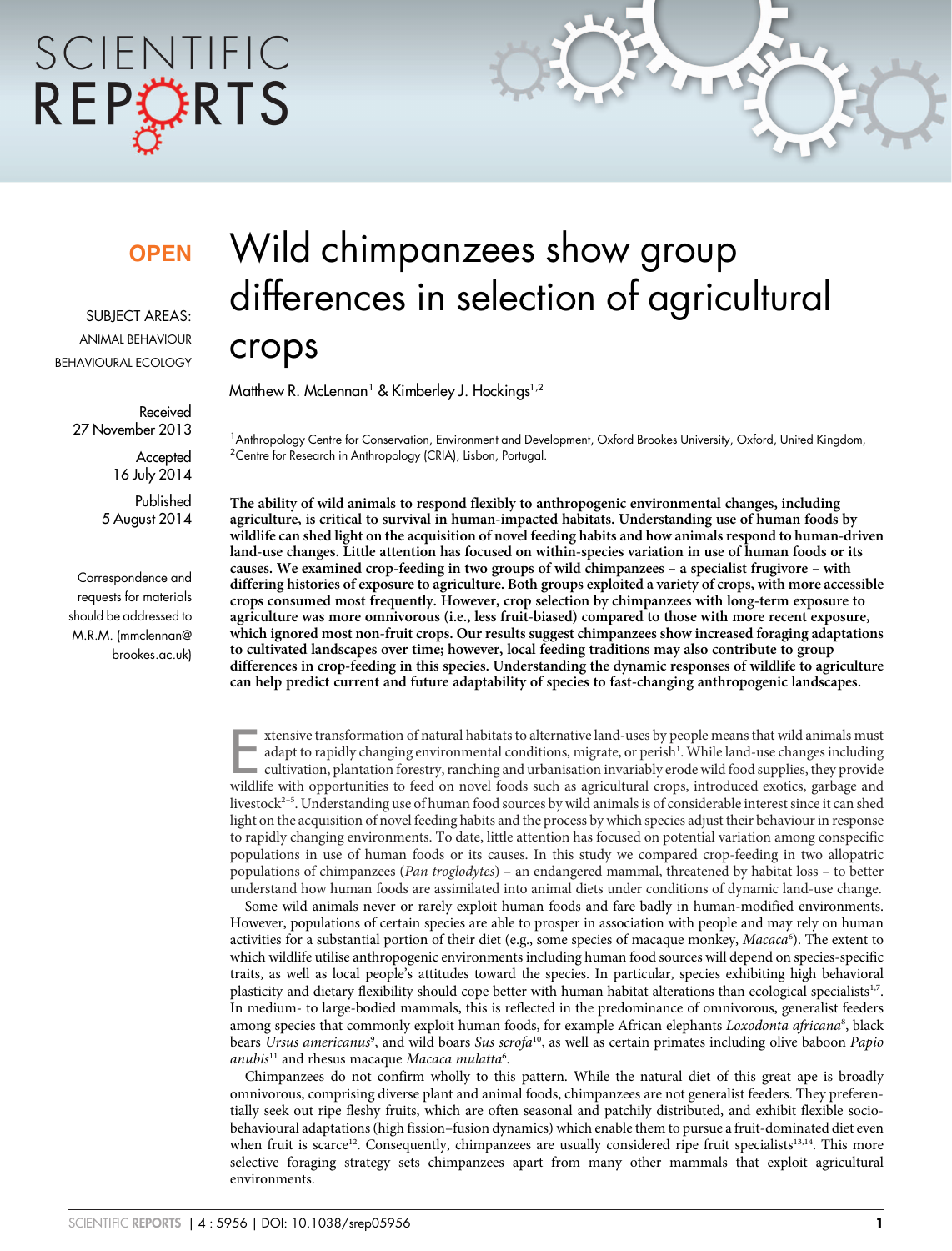OPEN

SUBJECT AREAS:
ANIMAL BEHAVIOUR
BEHAVIOURAL ECOLOGY

Received
27 November 2013

Accepted
16 July 2014

Published
5 August 2014

Correspondence and requests for materials should be addressed to M.R.M. (mmclennan@brookes.ac.uk)

# Wild chimpanzees show group differences in selection of agricultural crops

Matthew R. McLennan[1] & Kimberley J. Hockings[1,2]

[1]Anthropology Centre for Conservation, Environment and Development, Oxford Brookes University, Oxford, United Kingdom, [2]Centre for Research in Anthropology (CRIA), Lisbon, Portugal.

**The ability of wild animals to respond flexibly to anthropogenic environmental changes, including agriculture, is critical to survival in human-impacted habitats. Understanding use of human foods by wildlife can shed light on the acquisition of novel feeding habits and how animals respond to human-driven land-use changes. Little attention has focused on within-species variation in use of human foods or its causes. We examined crop-feeding in two groups of wild chimpanzees – a specialist frugivore – with differing histories of exposure to agriculture. Both groups exploited a variety of crops, with more accessible crops consumed most frequently. However, crop selection by chimpanzees with long-term exposure to agriculture was more omnivorous (i.e., less fruit-biased) compared to those with more recent exposure, which ignored most non-fruit crops. Our results suggest chimpanzees show increased foraging adaptations to cultivated landscapes over time; however, local feeding traditions may also contribute to group differences in crop-feeding in this species. Understanding the dynamic responses of wildlife to agriculture can help predict current and future adaptability of species to fast-changing anthropogenic landscapes.**

Extensive transformation of natural habitats to alternative land-uses by people means that wild animals must adapt to rapidly changing environmental conditions, migrate, or perish[1]. While land-use changes including cultivation, plantation forestry, ranching and urbanisation invariably erode wild food supplies, they provide wildlife with opportunities to feed on novel foods such as agricultural crops, introduced exotics, garbage and livestock[2–5]. Understanding use of human food sources by wild animals is of considerable interest since it can shed light on the acquisition of novel feeding habits and the process by which species adjust their behaviour in response to rapidly changing environments. To date, little attention has focused on potential variation among conspecific populations in use of human foods or its causes. In this study we compared crop-feeding in two allopatric populations of chimpanzees (*Pan troglodytes*) – an endangered mammal, threatened by habitat loss – to better understand how human foods are assimilated into animal diets under conditions of dynamic land-use change.

Some wild animals never or rarely exploit human foods and fare badly in human-modified environments. However, populations of certain species are able to prosper in association with people and may rely on human activities for a substantial portion of their diet (e.g., some species of macaque monkey, *Macaca*[6]). The extent to which wildlife utilise anthropogenic environments including human food sources will depend on species-specific traits, as well as local people's attitudes toward the species. In particular, species exhibiting high behavioral plasticity and dietary flexibility should cope better with human habitat alterations than ecological specialists[1,7]. In medium- to large-bodied mammals, this is reflected in the predominance of omnivorous, generalist feeders among species that commonly exploit human foods, for example African elephants *Loxodonta africana*[8], black bears *Ursus americanus*[9], and wild boars *Sus scrofa*[10], as well as certain primates including olive baboon *Papio anubis*[11] and rhesus macaque *Macaca mulatta*[6].

Chimpanzees do not confirm wholly to this pattern. While the natural diet of this great ape is broadly omnivorous, comprising diverse plant and animal foods, chimpanzees are not generalist feeders. They preferentially seek out ripe fleshy fruits, which are often seasonal and patchily distributed, and exhibit flexible socio-behavioural adaptations (high fission–fusion dynamics) which enable them to pursue a fruit-dominated diet even when fruit is scarce[12]. Consequently, chimpanzees are usually considered ripe fruit specialists[13,14]. This more selective foraging strategy sets chimpanzees apart from many other mammals that exploit agricultural environments.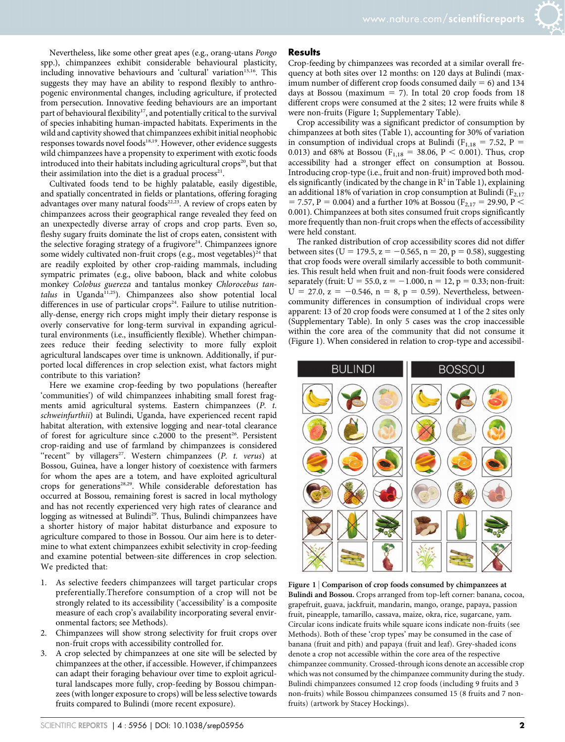Nevertheless, like some other great apes (e.g., orang-utans *Pongo* spp.), chimpanzees exhibit considerable behavioural plasticity, including innovative behaviours and 'cultural' variation[15,16]. This suggests they may have an ability to respond flexibly to anthropogenic environmental changes, including agriculture, if protected from persecution. Innovative feeding behaviours are an important part of behavioural flexibility[17], and potentially critical to the survival of species inhabiting human-impacted habitats. Experiments in the wild and captivity showed that chimpanzees exhibit initial neophobic responses towards novel foods[18,19]. However, other evidence suggests wild chimpanzees have a propensity to experiment with exotic foods introduced into their habitats including agricultural crops[20], but that their assimilation into the diet is a gradual process[21].

Cultivated foods tend to be highly palatable, easily digestible, and spatially concentrated in fields or plantations, offering foraging advantages over many natural foods[22,23]. A review of crops eaten by chimpanzees across their geographical range revealed they feed on an unexpectedly diverse array of crops and crop parts. Even so, fleshy sugary fruits dominate the list of crops eaten, consistent with the selective foraging strategy of a frugivore[24]. Chimpanzees ignore some widely cultivated non-fruit crops (e.g., most vegetables)[24] that are readily exploited by other crop-raiding mammals, including sympatric primates (e.g., olive baboon, black and white colobus monkey *Colobus guereza* and tantalus monkey *Chlorocebus tantalus* in Uganda[11,25]). Chimpanzees also show potential local differences in use of particular crops[24]. Failure to utilise nutritionally-dense, energy rich crops might imply their dietary response is overly conservative for long-term survival in expanding agricultural environments (i.e., insufficiently flexible). Whether chimpanzees reduce their feeding selectivity to more fully exploit agricultural landscapes over time is unknown. Additionally, if purported local differences in crop selection exist, what factors might contribute to this variation?

Here we examine crop-feeding by two populations (hereafter 'communities') of wild chimpanzees inhabiting small forest fragments amid agricultural systems. Eastern chimpanzees (*P. t. schweinfurthii*) at Bulindi, Uganda, have experienced recent rapid habitat alteration, with extensive logging and near-total clearance of forest for agriculture since c.2000 to the present[26]. Persistent crop-raiding and use of farmland by chimpanzees is considered "recent" by villagers[27]. Western chimpanzees (*P. t. verus*) at Bossou, Guinea, have a longer history of coexistence with farmers for whom the apes are a totem, and have exploited agricultural crops for generations[28,29]. While considerable deforestation has occurred at Bossou, remaining forest is sacred in local mythology and has not recently experienced very high rates of clearance and logging as witnessed at Bulindi[29]. Thus, Bulindi chimpanzees have a shorter history of major habitat disturbance and exposure to agriculture compared to those in Bossou. Our aim here is to determine to what extent chimpanzees exhibit selectivity in crop-feeding and examine potential between-site differences in crop selection. We predicted that:

1. As selective feeders chimpanzees will target particular crops preferentially.Therefore consumption of a crop will not be strongly related to its accessibility ('accessibility' is a composite measure of each crop's availability incorporating several environmental factors; see Methods).
2. Chimpanzees will show strong selectivity for fruit crops over non-fruit crops with accessibility controlled for.
3. A crop selected by chimpanzees at one site will be selected by chimpanzees at the other, if accessible. However, if chimpanzees can adapt their foraging behaviour over time to exploit agricultural landscapes more fully, crop-feeding by Bossou chimpanzees (with longer exposure to crops) will be less selective towards fruits compared to Bulindi (more recent exposure).

## Results

Crop-feeding by chimpanzees was recorded at a similar overall frequency at both sites over 12 months: on 120 days at Bulindi (maximum number of different crop foods consumed daily = 6) and 134 days at Bossou (maximum = 7). In total 20 crop foods from 18 different crops were consumed at the 2 sites; 12 were fruits while 8 were non-fruits (Figure 1; Supplementary Table).

Crop accessibility was a significant predictor of consumption by chimpanzees at both sites (Table 1), accounting for 30% of variation in consumption of individual crops at Bulindi ($F_{1,18} = 7.52$, $P = 0.013$) and 68% at Bossou ($F_{1,18} = 38.06$, $P < 0.001$). Thus, crop accessibility had a stronger effect on consumption at Bossou. Introducing crop-type (i.e., fruit and non-fruit) improved both models significantly (indicated by the change in $R^2$ in Table 1), explaining an additional 18% of variation in crop consumption at Bulindi ($F_{2,17} = 7.57$, $P = 0.004$) and a further 10% at Bossou ($F_{2,17} = 29.90$, $P < 0.001$). Chimpanzees at both sites consumed fruit crops significantly more frequently than non-fruit crops when the effects of accessibility were held constant.

The ranked distribution of crop accessibility scores did not differ between sites ($U = 179.5$, $z = -0.565$, $n = 20$, $p = 0.58$), suggesting that crop foods were overall similarly accessible to both communities. This result held when fruit and non-fruit foods were considered separately (fruit: $U = 55.0$, $z = -1.000$, $n = 12$, $p = 0.33$; non-fruit: $U = 27.0$, $z = -0.546$, $n = 8$, $p = 0.59$). Nevertheless, between-community differences in consumption of individual crops were apparent: 13 of 20 crop foods were consumed at 1 of the 2 sites only (Supplementary Table). In only 5 cases was the crop inaccessible within the core area of the community that did not consume it (Figure 1). When considered in relation to crop-type and accessibil-

**Figure 1 | Comparison of crop foods consumed by chimpanzees at Bulindi and Bossou.** Crops arranged from top-left corner: banana, cocoa, grapefruit, guava, jackfruit, mandarin, mango, orange, papaya, passion fruit, pineapple, tamarillo, cassava, maize, okra, rice, sugarcane, yam. Circular icons indicate fruits while square icons indicate non-fruits (see Methods). Both of these 'crop types' may be consumed in the case of banana (fruit and pith) and papaya (fruit and leaf). Grey-shaded icons denote a crop not accessible within the core area of the respective chimpanzee community. Crossed-through icons denote an accessible crop which was not consumed by the chimpanzee community during the study. Bulindi chimpanzees consumed 12 crop foods (including 9 fruits and 3 non-fruits) while Bossou chimpanzees consumed 15 (8 fruits and 7 non-fruits) (artwork by Stacey Hockings).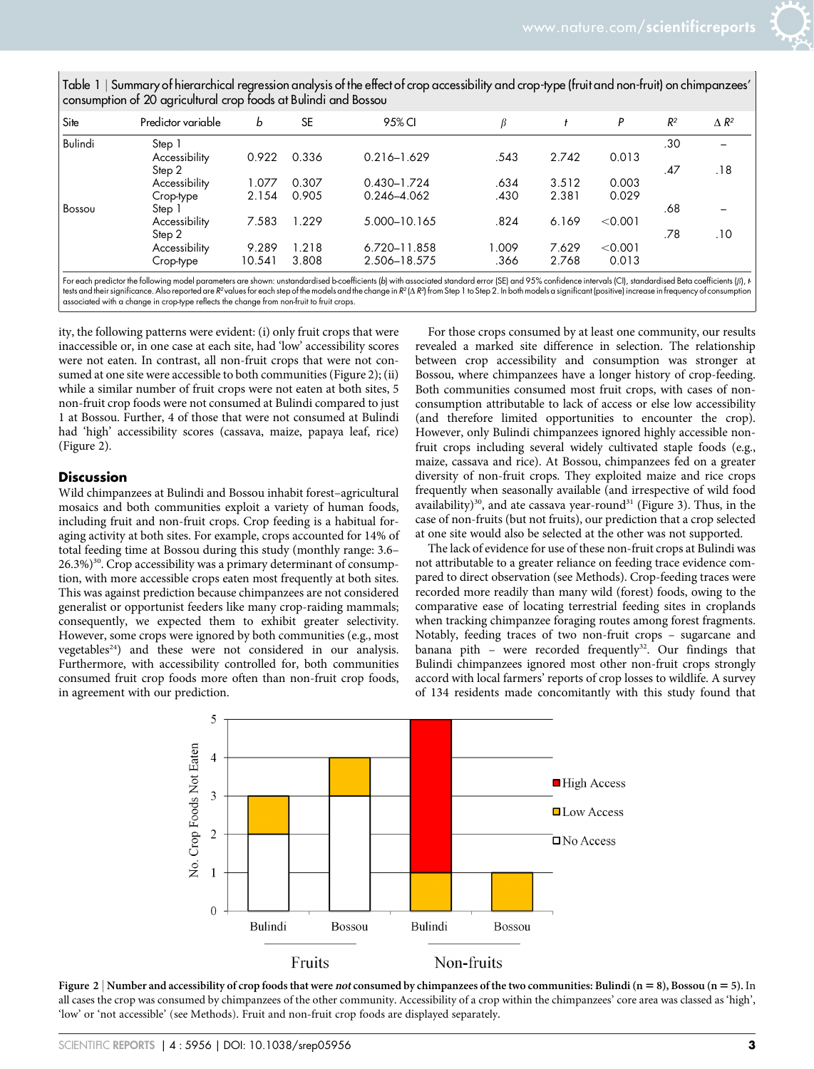Table 1 | Summary of hierarchical regression analysis of the effect of crop accessibility and crop-type (fruit and non-fruit) on chimpanzees' consumption of 20 agricultural crop foods at Bulindi and Bossou

| Site | Predictor variable | b | SE | 95% CI | β | t | P | $R^2$ | $\Delta R^2$ |
|---|---|---|---|---|---|---|---|---|---|
| Bulindi | Step 1 | | | | | | | .30 | – |
| | Accessibility | 0.922 | 0.336 | 0.216–1.629 | .543 | 2.742 | 0.013 | | |
| | Step 2 | | | | | | | .47 | .18 |
| | Accessibility | 1.077 | 0.307 | 0.430–1.724 | .634 | 3.512 | 0.003 | | |
| | Crop-type | 2.154 | 0.905 | 0.246–4.062 | .430 | 2.381 | 0.029 | | |
| Bossou | Step 1 | | | | | | | .68 | – |
| | Accessibility | 7.583 | 1.229 | 5.000–10.165 | .824 | 6.169 | <0.001 | | |
| | Step 2 | | | | | | | .78 | .10 |
| | Accessibility | 9.289 | 1.218 | 6.720–11.858 | 1.009 | 7.629 | <0.001 | | |
| | Crop-type | 10.541 | 3.808 | 2.506–18.575 | .366 | 2.768 | 0.013 | | |

For each predictor the following model parameters are shown: unstandardised b-coefficients (b) with associated standard error (SE) and 95% confidence intervals (CI), standardised Beta coefficients (β), t-tests and their significance. Also reported are $R^2$ values for each step of the models and the change in $R^2$ ($\Delta R^2$) from Step 1 to Step 2. In both models a significant (positive) increase in frequency of consumption associated with a change in crop-type reflects the change from non-fruit to fruit crops.

ity, the following patterns were evident: (i) only fruit crops that were inaccessible or, in one case at each site, had 'low' accessibility scores were not eaten. In contrast, all non-fruit crops that were not consumed at one site were accessible to both communities (Figure 2); (ii) while a similar number of fruit crops were not eaten at both sites, 5 non-fruit crop foods were not consumed at Bulindi compared to just 1 at Bossou. Further, 4 of those that were not consumed at Bulindi had 'high' accessibility scores (cassava, maize, papaya leaf, rice) (Figure 2).

## Discussion

Wild chimpanzees at Bulindi and Bossou inhabit forest–agricultural mosaics and both communities exploit a variety of human foods, including fruit and non-fruit crops. Crop feeding is a habitual foraging activity at both sites. For example, crops accounted for 14% of total feeding time at Bossou during this study (monthly range: 3.6–26.3%)[30]. Crop accessibility was a primary determinant of consumption, with more accessible crops eaten most frequently at both sites. This was against prediction because chimpanzees are not considered generalist or opportunist feeders like many crop-raiding mammals; consequently, we expected them to exhibit greater selectivity. However, some crops were ignored by both communities (e.g., most vegetables[24]) and these were not considered in our analysis. Furthermore, with accessibility controlled for, both communities consumed fruit crop foods more often than non-fruit crop foods, in agreement with our prediction.

For those crops consumed by at least one community, our results revealed a marked site difference in selection. The relationship between crop accessibility and consumption was stronger at Bossou, where chimpanzees have a longer history of crop-feeding. Both communities consumed most fruit crops, with cases of non-consumption attributable to lack of access or else low accessibility (and therefore limited opportunities to encounter the crop). However, only Bulindi chimpanzees ignored highly accessible non-fruit crops including several widely cultivated staple foods (e.g., maize, cassava and rice). At Bossou, chimpanzees fed on a greater diversity of non-fruit crops. They exploited maize and rice crops frequently when seasonally available (and irrespective of wild food availability)[30], and ate cassava year-round[31] (Figure 3). Thus, in the case of non-fruits (but not fruits), our prediction that a crop selected at one site would also be selected at the other was not supported.

The lack of evidence for use of these non-fruit crops at Bulindi was not attributable to a greater reliance on feeding trace evidence compared to direct observation (see Methods). Crop-feeding traces were recorded more readily than many wild (forest) foods, owing to the comparative ease of locating terrestrial feeding sites in croplands when tracking chimpanzee foraging routes among forest fragments. Notably, feeding traces of two non-fruit crops – sugarcane and banana pith – were recorded frequently[32]. Our findings that Bulindi chimpanzees ignored most other non-fruit crops strongly accord with local farmers' reports of crop losses to wildlife. A survey of 134 residents made concomitantly with this study found that

**Figure 2 | Number and accessibility of crop foods that were *not* consumed by chimpanzees of the two communities: Bulindi (n = 8), Bossou (n = 5).** In all cases the crop was consumed by chimpanzees of the other community. Accessibility of a crop within the chimpanzees' core area was classed as 'high', 'low' or 'not accessible' (see Methods). Fruit and non-fruit crop foods are displayed separately.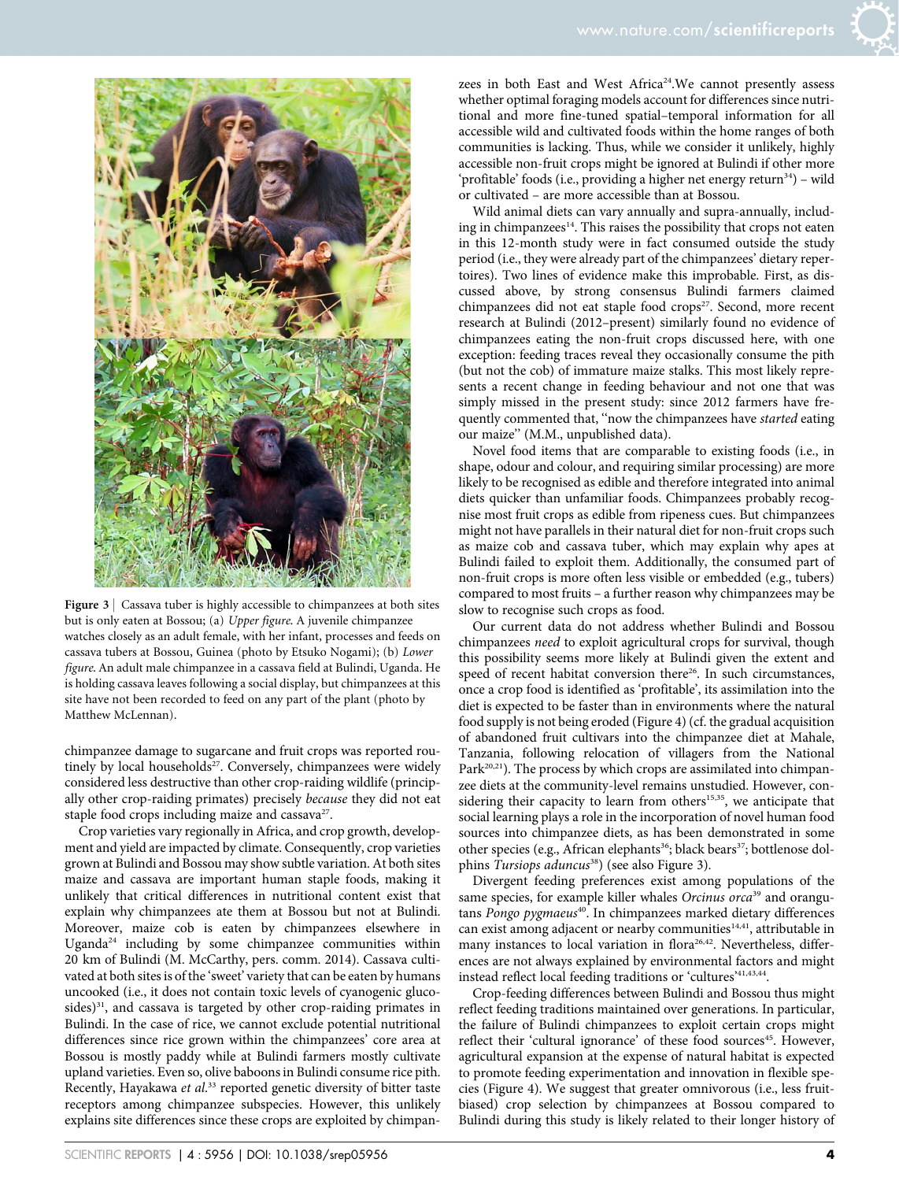Figure 3 | Cassava tuber is highly accessible to chimpanzees at both sites but is only eaten at Bossou; (a) *Upper figure*. A juvenile chimpanzee watches closely as an adult female, with her infant, processes and feeds on cassava tubers at Bossou, Guinea (photo by Etsuko Nogami); (b) *Lower figure*. An adult male chimpanzee in a cassava field at Bulindi, Uganda. He is holding cassava leaves following a social display, but chimpanzees at this site have not been recorded to feed on any part of the plant (photo by Matthew McLennan).

chimpanzee damage to sugarcane and fruit crops was reported routinely by local households[27]. Conversely, chimpanzees were widely considered less destructive than other crop-raiding wildlife (principally other crop-raiding primates) precisely *because* they did not eat staple food crops including maize and cassava[27].

Crop varieties vary regionally in Africa, and crop growth, development and yield are impacted by climate. Consequently, crop varieties grown at Bulindi and Bossou may show subtle variation. At both sites maize and cassava are important human staple foods, making it unlikely that critical differences in nutritional content exist that explain why chimpanzees ate them at Bossou but not at Bulindi. Moreover, maize cob is eaten by chimpanzees elsewhere in Uganda[24] including by some chimpanzee communities within 20 km of Bulindi (M. McCarthy, pers. comm. 2014). Cassava cultivated at both sites is of the 'sweet' variety that can be eaten by humans uncooked (i.e., it does not contain toxic levels of cyanogenic glucosides)[31], and cassava is targeted by other crop-raiding primates in Bulindi. In the case of rice, we cannot exclude potential nutritional differences since rice grown within the chimpanzees' core area at Bossou is mostly paddy while at Bulindi farmers mostly cultivate upland varieties. Even so, olive baboons in Bulindi consume rice pith. Recently, Hayakawa *et al.*[33] reported genetic diversity of bitter taste receptors among chimpanzee subspecies. However, this unlikely explains site differences since these crops are exploited by chimpanzees in both East and West Africa[24]. We cannot presently assess whether optimal foraging models account for differences since nutritional and more fine-tuned spatial–temporal information for all accessible wild and cultivated foods within the home ranges of both communities is lacking. Thus, while we consider it unlikely, highly accessible non-fruit crops might be ignored at Bulindi if other more 'profitable' foods (i.e., providing a higher net energy return[34]) – wild or cultivated – are more accessible than at Bossou.

Wild animal diets can vary annually and supra-annually, including in chimpanzees[14]. This raises the possibility that crops not eaten in this 12-month study were in fact consumed outside the study period (i.e., they were already part of the chimpanzees' dietary repertoires). Two lines of evidence make this improbable. First, as discussed above, by strong consensus Bulindi farmers claimed chimpanzees did not eat staple food crops[27]. Second, more recent research at Bulindi (2012–present) similarly found no evidence of chimpanzees eating the non-fruit crops discussed here, with one exception: feeding traces reveal they occasionally consume the pith (but not the cob) of immature maize stalks. This most likely represents a recent change in feeding behaviour and not one that was simply missed in the present study: since 2012 farmers have frequently commented that, "now the chimpanzees have *started* eating our maize" (M.M., unpublished data).

Novel food items that are comparable to existing foods (i.e., in shape, odour and colour, and requiring similar processing) are more likely to be recognised as edible and therefore integrated into animal diets quicker than unfamiliar foods. Chimpanzees probably recognise most fruit crops as edible from ripeness cues. But chimpanzees might not have parallels in their natural diet for non-fruit crops such as maize cob and cassava tuber, which may explain why apes at Bulindi failed to exploit them. Additionally, the consumed part of non-fruit crops is more often less visible or embedded (e.g., tubers) compared to most fruits – a further reason why chimpanzees may be slow to recognise such crops as food.

Our current data do not address whether Bulindi and Bossou chimpanzees *need* to exploit agricultural crops for survival, though this possibility seems more likely at Bulindi given the extent and speed of recent habitat conversion there[26]. In such circumstances, once a crop food is identified as 'profitable', its assimilation into the diet is expected to be faster than in environments where the natural food supply is not being eroded (Figure 4) (cf. the gradual acquisition of abandoned fruit cultivars into the chimpanzee diet at Mahale, Tanzania, following relocation of villagers from the National Park[20,21]). The process by which crops are assimilated into chimpanzee diets at the community-level remains unstudied. However, considering their capacity to learn from others[15,35], we anticipate that social learning plays a role in the incorporation of novel human food sources into chimpanzee diets, as has been demonstrated in some other species (e.g., African elephants[36]; black bears[37]; bottlenose dolphins *Tursiops aduncus*[38]) (see also Figure 3).

Divergent feeding preferences exist among populations of the same species, for example killer whales *Orcinus orca*[39] and orangutans *Pongo pygmaeus*[40]. In chimpanzees marked dietary differences can exist among adjacent or nearby communities[14,41], attributable in many instances to local variation in flora[26,42]. Nevertheless, differences are not always explained by environmental factors and might instead reflect local feeding traditions or 'cultures'[41,43,44].

Crop-feeding differences between Bulindi and Bossou thus might reflect feeding traditions maintained over generations. In particular, the failure of Bulindi chimpanzees to exploit certain crops might reflect their 'cultural ignorance' of these food sources[45]. However, agricultural expansion at the expense of natural habitat is expected to promote feeding experimentation and innovation in flexible species (Figure 4). We suggest that greater omnivorous (i.e., less fruit-biased) crop selection by chimpanzees at Bossou compared to Bulindi during this study is likely related to their longer history of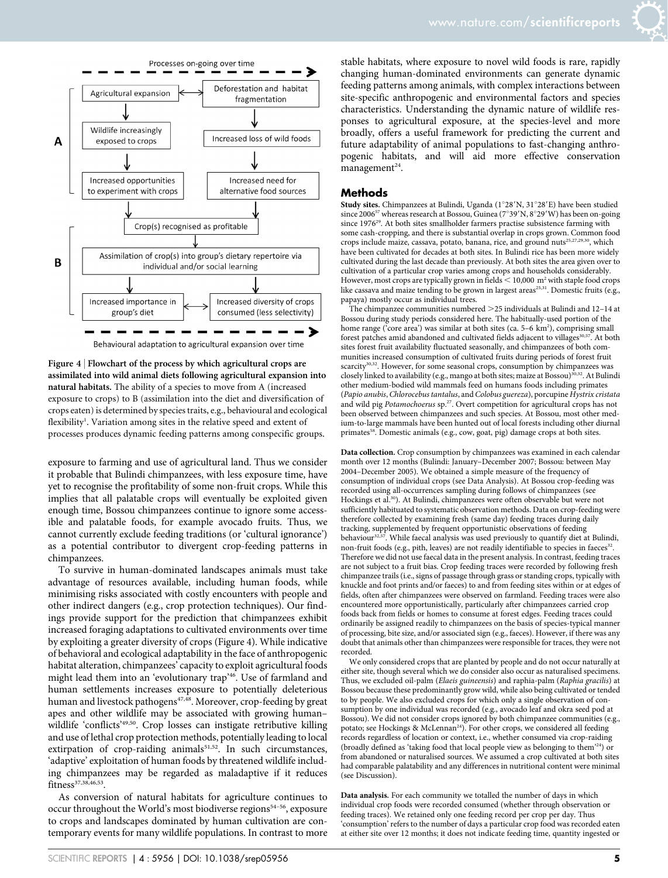Processes on-going over time

A

- Agricultural expansion ↔ Deforestation and habitat fragmentation
- Wildlife increasingly exposed to crops
- Increased loss of wild foods
- Increased opportunities to experiment with crops
- Increased need for alternative food sources

Crop(s) recognised as profitable

B

- Assimilation of crop(s) into group's dietary repertoire via individual and/or social learning
- Increased importance in group's diet ↔ Increased diversity of crops consumed (less selectivity)

Behavioural adaptation to agricultural expansion over time

**Figure 4 | Flowchart of the process by which agricultural crops are assimilated into wild animal diets following agricultural expansion into natural habitats.** The ability of a species to move from A (increased exposure to crops) to B (assimilation into the diet and diversification of crops eaten) is determined by species traits, e.g., behavioural and ecological flexibility[1]. Variation among sites in the relative speed and extent of processes produces dynamic feeding patterns among conspecific groups.

exposure to farming and use of agricultural land. Thus we consider it probable that Bulindi chimpanzees, with less exposure time, have yet to recognise the profitability of some non-fruit crops. While this implies that all palatable crops will eventually be exploited given enough time, Bossou chimpanzees continue to ignore some accessible and palatable foods, for example avocado fruits. Thus, we cannot currently exclude feeding traditions (or 'cultural ignorance') as a potential contributor to divergent crop-feeding patterns in chimpanzees.

To survive in human-dominated landscapes animals must take advantage of resources available, including human foods, while minimising risks associated with costly encounters with people and other indirect dangers (e.g., crop protection techniques). Our findings provide support for the prediction that chimpanzees exhibit increased foraging adaptations to cultivated environments over time by exploiting a greater diversity of crops (Figure 4). While indicative of behavioral and ecological adaptability in the face of anthropogenic habitat alteration, chimpanzees' capacity to exploit agricultural foods might lead them into an 'evolutionary trap'[46]. Use of farmland and human settlements increases exposure to potentially deleterious human and livestock pathogens[47,48]. Moreover, crop-feeding by great apes and other wildlife may be associated with growing human–wildlife 'conflicts'[49,50]. Crop losses can instigate retributive killing and use of lethal crop protection methods, potentially leading to local extirpation of crop-raiding animals[51,52]. In such circumstances, 'adaptive' exploitation of human foods by threatened wildlife including chimpanzees may be regarded as maladaptive if it reduces fitness[37,38,46,53].

As conversion of natural habitats for agriculture continues to occur throughout the World's most biodiverse regions[54–56], exposure to crops and landscapes dominated by human cultivation are contemporary events for many wildlife populations. In contrast to more stable habitats, where exposure to novel wild foods is rare, rapidly changing human-dominated environments can generate dynamic feeding patterns among animals, with complex interactions between site-specific anthropogenic and environmental factors and species characteristics. Understanding the dynamic nature of wildlife responses to agricultural exposure, at the species-level and more broadly, offers a useful framework for predicting the current and future adaptability of animal populations to fast-changing anthropogenic habitats, and will aid more effective conservation management[24].

## Methods

**Study sites.** Chimpanzees at Bulindi, Uganda (1°28′N, 31°28′E) have been studied since 2006[57] whereas research at Bossou, Guinea (7°39′N, 8°29′W) has been on-going since 1976[29]. At both sites smallholder farmers practise subsistence farming with some cash-cropping, and there is substantial overlap in crops grown. Common food crops include maize, cassava, potato, banana, rice, and ground nuts[25,27,29,30], which have been cultivated for decades at both sites. In Bulindi rice has been more widely cultivated during the last decade than previously. At both sites the area given over to cultivation of a particular crop varies among crops and households considerably. However, most crops are typically grown in fields < 10,000 m² with staple food crops like cassava and maize tending to be grown in largest areas[25,31]. Domestic fruits (e.g., papaya) mostly occur as individual trees.

The chimpanzee communities numbered >25 individuals at Bulindi and 12–14 at Bossou during study periods considered here. The habitually-used portion of the home range ('core area') was similar at both sites (ca. 5–6 km²), comprising small forest patches amid abandoned and cultivated fields adjacent to villages[30,57]. At both sites forest fruit availability fluctuated seasonally, and chimpanzees of both communities increased consumption of cultivated fruits during periods of forest fruit scarcity[30,32]. However, for some seasonal crops, consumption by chimpanzees was closely linked to availability (e.g., mango at both sites; maize at Bossou)[30,32]. At Bulindi other medium-bodied wild mammals feed on humans foods including primates (*Papio anubis*, *Chlorocebus tantalus*, and *Colobus guereza*), porcupine *Hystrix cristata* and wild pig *Potamochoerus* sp.[27]. Overt competition for agricultural crops has not been observed between chimpanzees and such species. At Bossou, most other medium-to-large mammals have been hunted out of local forests including other diurnal primates[58]. Domestic animals (e.g., cow, goat, pig) damage crops at both sites.

**Data collection.** Crop consumption by chimpanzees was examined in each calendar month over 12 months (Bulindi: January–December 2007; Bossou: between May 2004–December 2005). We obtained a simple measure of the frequency of consumption of individual crops (see Data Analysis). At Bossou crop-feeding was recorded using all-occurrences sampling during follows of chimpanzees (see Hockings et al.[30]). At Bulindi, chimpanzees were often observable but were not sufficiently habituated to systematic observation methods. Data on crop-feeding were therefore collected by examining fresh (same day) feeding traces during daily tracking, supplemented by frequent opportunistic observations of feeding behaviour[32,57]. While faecal analysis was used previously to quantify diet at Bulindi, non-fruit foods (e.g., pith, leaves) are not readily identifiable to species in faeces[32]. Therefore we did not use faecal data in the present analysis. In contrast, feeding traces are not subject to a fruit bias. Crop feeding traces were recorded by following fresh chimpanzee trails (i.e., signs of passage through grass or standing crops, typically with knuckle and foot prints and/or faeces) to and from feeding sites within or at edges of fields, often after chimpanzees were observed on farmland. Feeding traces were also encountered more opportunistically, particularly after chimpanzees carried crop foods back from fields or homes to consume at forest edges. Feeding traces could ordinarily be assigned readily to chimpanzees on the basis of species-typical manner of processing, bite size, and/or associated sign (e.g., faeces). However, if there was any doubt that animals other than chimpanzees were responsible for traces, they were not recorded.

We only considered crops that are planted by people and do not occur naturally at either site, though several which we do consider also occur as naturalised specimens. Thus, we excluded oil-palm (*Elaeis guineensis*) and raphia-palm (*Raphia gracilis*) at Bossou because these predominantly grow wild, while also being cultivated or tended to by people. We also excluded crops for which only a single observation of consumption by one individual was recorded (e.g., avocado leaf and okra seed pod at Bossou). We did not consider crops ignored by both chimpanzee communities (e.g., potato; see Hockings & McLennan[24]). For other crops, we considered all feeding records regardless of location or context, i.e., whether consumed via crop-raiding (broadly defined as 'taking food that local people view as belonging to them'[24]) or from abandoned or naturalised sources. We assumed a crop cultivated at both sites had comparable palatability and any differences in nutritional content were minimal (see Discussion).

**Data analysis.** For each community we totalled the number of days in which individual crop foods were recorded consumed (whether through observation or feeding traces). We retained only one feeding record per crop per day. Thus 'consumption' refers to the number of days a particular crop food was recorded eaten at either site over 12 months; it does not indicate feeding time, quantity ingested or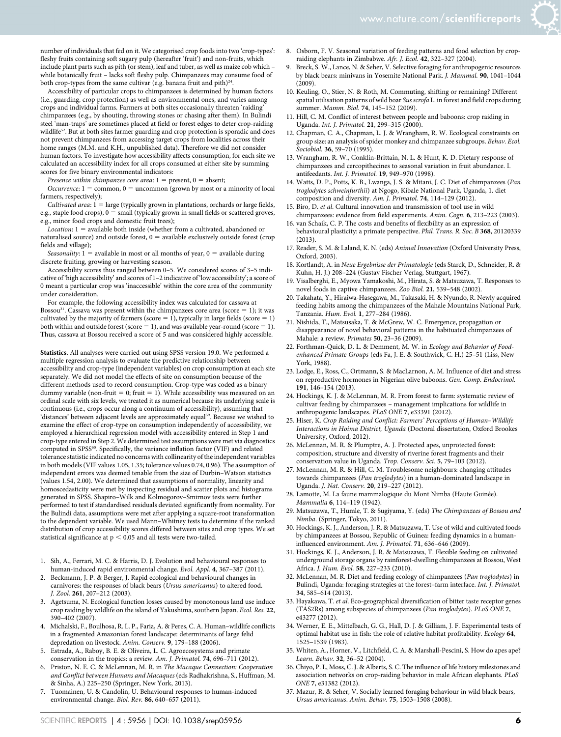number of individuals that fed on it. We categorised crop foods into two 'crop-types': fleshy fruits containing soft sugary pulp (hereafter 'fruit') and non-fruits, which include plant parts such as pith (or stem), leaf and tuber, as well as maize cob which – while botanically fruit – lacks soft fleshy pulp. Chimpanzees may consume food of both crop-types from the same cultivar (e.g. banana fruit and pith)[24].

Accessibility of particular crops to chimpanzees is determined by human factors (i.e., guarding, crop protection) as well as environmental ones, and varies among crops and individual farms. Farmers at both sites occasionally threaten 'raiding' chimpanzees (e.g., by shouting, throwing stones or chasing after them). In Bulindi steel 'man-traps' are sometimes placed at field or forest edges to deter crop-raiding wildlife[52]. But at both sites farmer guarding and crop protection is sporadic and does not prevent chimpanzees from accessing target crops from localities across their home ranges (M.M. and K.H., unpublished data). Therefore we did not consider human factors. To investigate how accessibility affects consumption, for each site we calculated an accessibility index for all crops consumed at either site by summing scores for five binary environmental indicators:

*Presence within chimpanzee core area*: 1 = present, 0 = absent;

*Occurrence*: 1 = common, 0 = uncommon (grown by most or a minority of local farmers, respectively);

*Cultivated area*: 1 = large (typically grown in plantations, orchards or large fields, e.g., staple food crops), 0 = small (typically grown in small fields or scattered groves, e.g., minor food crops and domestic fruit trees);

*Location*: 1 = available both inside (whether from a cultivated, abandoned or naturalised source) and outside forest, 0 = available exclusively outside forest (crop fields and village);

*Seasonality*: 1 = available in most or all months of year, 0 = available during discrete fruiting, growing or harvesting season.

Accessibility scores thus ranged between 0–5. We considered scores of 3–5 indicative of 'high accessibility' and scores of 1–2 indicative of 'low accessibility'; a score of 0 meant a particular crop was 'inaccessible' within the core area of the community under consideration.

For example, the following accessibility index was calculated for cassava at Bossou[31]. Cassava was present within the chimpanzees core area (score = 1); it was cultivated by the majority of farmers (score = 1), typically in large fields (score = 1) both within and outside forest (score = 1), and was available year-round (score = 1). Thus, cassava at Bossou received a score of 5 and was considered highly accessible.

**Statistics.** All analyses were carried out using SPSS version 19.0. We performed a multiple regression analysis to evaluate the predictive relationship between accessibility and crop-type (independent variables) on crop consumption at each site separately. We did not model the effects of site on consumption because of the different methods used to record consumption. Crop-type was coded as a binary dummy variable (non-fruit = 0; fruit = 1). While accessibility was measured on an ordinal scale with six levels, we treated it as numerical because its underlying scale is continuous (i.e., crops occur along a continuum of accessibility), assuming that 'distances' between adjacent levels are approximately equal[59]. Because we wished to examine the effect of crop-type on consumption independently of accessibility, we employed a hierarchical regression model with accessibility entered in Step 1 and crop-type entered in Step 2. We determined test assumptions were met via diagnostics computed in SPSS[60]. Specifically, the variance inflation factor (VIF) and related tolerance statistic indicated no concerns with collinearity of the independent variables in both models (VIF values 1.05, 1.35; tolerance values 0.74, 0.96). The assumption of independent errors was deemed tenable from the size of Durbin–Watson statistics (values 1.54, 2.00). We determined that assumptions of normality, linearity and homoscedasticity were met by inspecting residual and scatter plots and histograms generated in SPSS. Shapiro–Wilk and Kolmogorov–Smirnov tests were further performed to test if standardised residuals deviated significantly from normality. For the Bulindi data, assumptions were met after applying a square-root transformation to the dependent variable. We used Mann–Whitney tests to determine if the ranked distribution of crop accessibility scores differed between sites and crop types. We set statistical significance at $p < 0.05$ and all tests were two-tailed.

1. Sih, A., Ferrari, M. C. & Harris, D. J. Evolution and behavioural responses to human-induced rapid environmental change. *Evol. Appl.* **4**, 367–387 (2011).
2. Beckmann, J. P. & Berger, J. Rapid ecological and behavioural changes in carnivores: the responses of black bears (*Ursus americanus*) to altered food. *J. Zool.* **261**, 207–212 (2003).
3. Agetsuma, N. Ecological function losses caused by monotonous land use induce crop raiding by wildlife on the island of Yakushima, southern Japan. *Ecol. Res.* **22**, 390–402 (2007).
4. Michalski, F., Boulhosa, R. L. P., Faria, A. & Peres, C. A. Human–wildlife conflicts in a fragmented Amazonian forest landscape: determinants of large felid depredation on livestock. *Anim. Conserv.* **9**, 179–188 (2006).
5. Estrada, A., Raboy, B. E. & Oliveira, L. C. Agroecosystems and primate conservation in the tropics: a review. *Am. J. Primatol.* **74**, 696–711 (2012).
6. Priston, N. E. C. & McLennan, M. R. in *The Macaque Connection: Cooperation and Conflict between Humans and Macaques* (eds Radhakrishna, S., Huffman, M. & Sinha, A.) 225–250 (Springer, New York, 2013).
7. Tuomainen, U. & Candolin, U. Behavioural responses to human-induced environmental change. *Biol. Rev.* **86**, 640–657 (2011).
8. Osborn, F. V. Seasonal variation of feeding patterns and food selection by crop-raiding elephants in Zimbabwe. *Afr. J. Ecol.* **42**, 322–327 (2004).
9. Breck, S. W., Lance, N. & Seher, V. Selective foraging for anthropogenic resources by black bears: minivans in Yosemite National Park. *J. Mammal.* **90**, 1041–1044 (2009).
10. Keuling, O., Stier, N. & Roth, M. Commuting, shifting or remaining? Different spatial utilisation patterns of wild boar *Sus scrofa* L. in forest and field crops during summer. *Mamm. Biol.* **74**, 145–152 (2009).
11. Hill, C. M. Conflict of interest between people and baboons: crop raiding in Uganda. *Int. J. Primatol.* **21**, 299–315 (2000).
12. Chapman, C. A., Chapman, L. J. & Wrangham, R. W. Ecological constraints on group size: an analysis of spider monkey and chimpanzee subgroups. *Behav. Ecol. Sociobiol.* **36**, 59–70 (1995).
13. Wrangham, R. W., Conklin-Brittain, N. L. & Hunt, K. D. Dietary response of chimpanzees and cercopithecines to seasonal variation in fruit abundance. I. antifeedants. *Int. J. Primatol.* **19**, 949–970 (1998).
14. Watts, D. P., Potts, K. B., Lwanga, J. S. & Mitani, J. C. Diet of chimpanzees (*Pan troglodytes schweinfurthii*) at Ngogo, Kibale National Park, Uganda, 1. diet composition and diversity. *Am. J. Primatol.* **74**, 114–129 (2012).
15. Biro, D. *et al.* Cultural innovation and transmission of tool use in wild chimpanzees: evidence from field experiments. *Anim. Cogn.* **6**, 213–223 (2003).
16. van Schaik, C. P. The costs and benefits of flexibility as an expression of behavioural plasticity: a primate perspective. *Phil. Trans. R. Soc. B* **368**, 20120339 (2013).
17. Reader, S. M. & Laland, K. N. (eds) *Animal Innovation* (Oxford University Press, Oxford, 2003).
18. Kortlandt, A. in *Neue Ergebnisse der Primatologie* (eds Starck, D., Schneider, R. & Kuhn, H. J.) 208–224 (Gustav Fischer Verlag, Stuttgart, 1967).
19. Visalberghi, E., Myowa Yamakoshi, M., Hirata, S. & Matsuzawa, T. Responses to novel foods in captive chimpanzees. *Zoo Biol.* **21**, 539–548 (2002).
20. Takahata, Y., Hiraiwa-Hasegawa, M., Takasaki, H. & Nyundo, R. Newly acquired feeding habits among the chimpanzees of the Mahale Mountains National Park, Tanzania. *Hum. Evol.* **1**, 277–284 (1986).
21. Nishida, T., Matsusaka, T. & McGrew, W. C. Emergence, propagation or disappearance of novel behavioral patterns in the habituated chimpanzees of Mahale: a review. *Primates* **50**, 23–36 (2009).
22. Forthman-Quick, D. L. & Demment, M. W. in *Ecology and Behavior of Food-enhanced Primate Groups* (eds Fa, J. E. & Southwick, C. H.) 25–51 (Liss, New York, 1988).
23. Lodge, E., Ross, C., Ortmann, S. & MacLarnon, A. M. Influence of diet and stress on reproductive hormones in Nigerian olive baboons. *Gen. Comp. Endocrinol.* **191**, 146–154 (2013).
24. Hockings, K. J. & McLennan, M. R. From forest to farm: systematic review of cultivar feeding by chimpanzees – management implications for wildlife in anthropogenic landscapes. *PLoS ONE* **7**, e33391 (2012).
25. Hiser, K. *Crop Raiding and Conflict: Farmers' Perceptions of Human–Wildlife Interactions in Hoima District, Uganda* (Doctoral dissertation, Oxford Brookes University, Oxford, 2012).
26. McLennan, M. R. & Plumptre, A. J. Protected apes, unprotected forest: composition, structure and diversity of riverine forest fragments and their conservation value in Uganda. *Trop. Conserv. Sci.* **5**, 79–103 (2012).
27. McLennan, M. R. & Hill, C. M. Troublesome neighbours: changing attitudes towards chimpanzees (*Pan troglodytes*) in a human-dominated landscape in Uganda. *J. Nat. Conserv.* **20**, 219–227 (2012).
28. Lamotte, M. La faune mammalogique du Mont Nimba (Haute Guinée). *Mammalia* **6**, 114–119 (1942).
29. Matsuzawa, T., Humle, T. & Sugiyama, Y. (eds) *The Chimpanzees of Bossou and Nimba*. (Springer, Tokyo, 2011).
30. Hockings, K. J., Anderson, J. R. & Matsuzawa, T. Use of wild and cultivated foods by chimpanzees at Bossou, Republic of Guinea: feeding dynamics in a human-influenced environment. *Am. J. Primatol.* **71**, 636–646 (2009).
31. Hockings, K. J., Anderson, J. R. & Matsuzawa, T. Flexible feeding on cultivated underground storage organs by rainforest-dwelling chimpanzees at Bossou, West Africa. *J. Hum. Evol.* **58**, 227–233 (2010).
32. McLennan, M. R. Diet and feeding ecology of chimpanzees (*Pan troglodytes*) in Bulindi, Uganda: foraging strategies at the forest–farm interface. *Int. J. Primatol.* **34**, 585–614 (2013).
33. Hayakawa, T. *et al.* Eco-geographical diversification of bitter taste receptor genes (TAS2Rs) among subspecies of chimpanzees (*Pan troglodytes*). *PLoS ONE* **7**, e43277 (2012).
34. Werner, E. E., Mittelbach, G. G., Hall, D. J. & Gilliam, J. F. Experimental tests of optimal habitat use in fish: the role of relative habitat profitability. *Ecology* **64**, 1525–1539 (1983).
35. Whiten, A., Horner, V., Litchfield, C. A. & Marshall-Pescini, S. How do apes ape? *Learn. Behav.* **32**, 36–52 (2004).
36. Chiyo, P. I., Moss, C. J. & Alberts, S. C. The influence of life history milestones and association networks on crop-raiding behavior in male African elephants. *PLoS ONE* **7**, e31382 (2012).
37. Mazur, R. & Seher, V. Socially learned foraging behaviour in wild black bears, *Ursus americanus*. *Anim. Behav.* **75**, 1503–1508 (2008).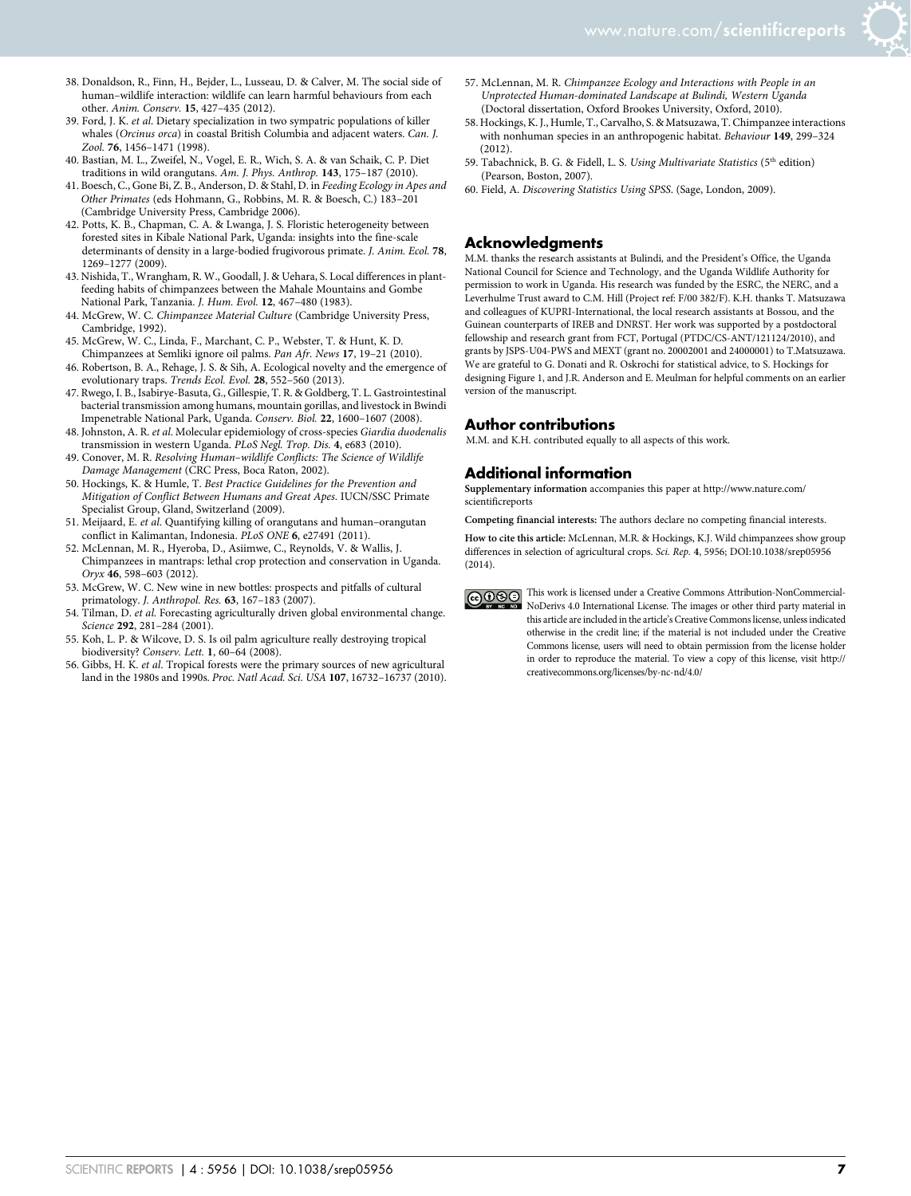38. Donaldson, R., Finn, H., Bejder, L., Lusseau, D. & Calver, M. The social side of human–wildlife interaction: wildlife can learn harmful behaviours from each other. *Anim. Conserv.* **15**, 427–435 (2012).
39. Ford, J. K. *et al.* Dietary specialization in two sympatric populations of killer whales (*Orcinus orca*) in coastal British Columbia and adjacent waters. *Can. J. Zool.* **76**, 1456–1471 (1998).
40. Bastian, M. L., Zweifel, N., Vogel, E. R., Wich, S. A. & van Schaik, C. P. Diet traditions in wild orangutans. *Am. J. Phys. Anthrop.* **143**, 175–187 (2010).
41. Boesch, C., Gone Bi, Z. B., Anderson, D. & Stahl, D. in *Feeding Ecology in Apes and Other Primates* (eds Hohmann, G., Robbins, M. R. & Boesch, C.) 183–201 (Cambridge University Press, Cambridge 2006).
42. Potts, K. B., Chapman, C. A. & Lwanga, J. S. Floristic heterogeneity between forested sites in Kibale National Park, Uganda: insights into the fine-scale determinants of density in a large-bodied frugivorous primate. *J. Anim. Ecol.* **78**, 1269–1277 (2009).
43. Nishida, T., Wrangham, R. W., Goodall, J. & Uehara, S. Local differences in plant-feeding habits of chimpanzees between the Mahale Mountains and Gombe National Park, Tanzania. *J. Hum. Evol.* **12**, 467–480 (1983).
44. McGrew, W. C. *Chimpanzee Material Culture* (Cambridge University Press, Cambridge, 1992).
45. McGrew, W. C., Linda, F., Marchant, C. P., Webster, T. & Hunt, K. D. Chimpanzees at Semliki ignore oil palms. *Pan Afr. News* **17**, 19–21 (2010).
46. Robertson, B. A., Rehage, J. S. & Sih, A. Ecological novelty and the emergence of evolutionary traps. *Trends Ecol. Evol.* **28**, 552–560 (2013).
47. Rwego, I. B., Isabirye-Basuta, G., Gillespie, T. R. & Goldberg, T. L. Gastrointestinal bacterial transmission among humans, mountain gorillas, and livestock in Bwindi Impenetrable National Park, Uganda. *Conserv. Biol.* **22**, 1600–1607 (2008).
48. Johnston, A. R. *et al.* Molecular epidemiology of cross-species *Giardia duodenalis* transmission in western Uganda. *PLoS Negl. Trop. Dis.* **4**, e683 (2010).
49. Conover, M. R. *Resolving Human–wildlife Conflicts: The Science of Wildlife Damage Management* (CRC Press, Boca Raton, 2002).
50. Hockings, K. & Humle, T. *Best Practice Guidelines for the Prevention and Mitigation of Conflict Between Humans and Great Apes*. IUCN/SSC Primate Specialist Group, Gland, Switzerland (2009).
51. Meijaard, E. *et al.* Quantifying killing of orangutans and human–orangutan conflict in Kalimantan, Indonesia. *PLoS ONE* **6**, e27491 (2011).
52. McLennan, M. R., Hyeroba, D., Asiimwe, C., Reynolds, V. & Wallis, J. Chimpanzees in mantraps: lethal crop protection and conservation in Uganda. *Oryx* **46**, 598–603 (2012).
53. McGrew, W. C. New wine in new bottles: prospects and pitfalls of cultural primatology. *J. Anthropol. Res.* **63**, 167–183 (2007).
54. Tilman, D. *et al.* Forecasting agriculturally driven global environmental change. *Science* **292**, 281–284 (2001).
55. Koh, L. P. & Wilcove, D. S. Is oil palm agriculture really destroying tropical biodiversity? *Conserv. Lett.* **1**, 60–64 (2008).
56. Gibbs, H. K. *et al.* Tropical forests were the primary sources of new agricultural land in the 1980s and 1990s. *Proc. Natl Acad. Sci. USA* **107**, 16732–16737 (2010).
57. McLennan, M. R. *Chimpanzee Ecology and Interactions with People in an Unprotected Human-dominated Landscape at Bulindi, Western Uganda* (Doctoral dissertation, Oxford Brookes University, Oxford, 2010).
58. Hockings, K. J., Humle, T., Carvalho, S. & Matsuzawa, T. Chimpanzee interactions with nonhuman species in an anthropogenic habitat. *Behaviour* **149**, 299–324 (2012).
59. Tabachnick, B. G. & Fidell, L. S. *Using Multivariate Statistics* (5th edition) (Pearson, Boston, 2007).
60. Field, A. *Discovering Statistics Using SPSS*. (Sage, London, 2009).

## Acknowledgments

M.M. thanks the research assistants at Bulindi, and the President's Office, the Uganda National Council for Science and Technology, and the Uganda Wildlife Authority for permission to work in Uganda. His research was funded by the ESRC, the NERC, and a Leverhulme Trust award to C.M. Hill (Project ref: F/00 382/F). K.H. thanks T. Matsuzawa and colleagues of KUPRI-International, the local research assistants at Bossou, and the Guinean counterparts of IREB and DNRST. Her work was supported by a postdoctoral fellowship and research grant from FCT, Portugal (PTDC/CS-ANT/121124/2010), and grants by JSPS-U04-PWS and MEXT (grant no. 20002001 and 24000001) to T.Matsuzawa. We are grateful to G. Donati and R. Oskrochi for statistical advice, to S. Hockings for designing Figure 1, and J.R. Anderson and E. Meulman for helpful comments on an earlier version of the manuscript.

## Author contributions

M.M. and K.H. contributed equally to all aspects of this work.

## Additional information

**Supplementary information** accompanies this paper at http://www.nature.com/scientificreports

**Competing financial interests:** The authors declare no competing financial interests.

**How to cite this article:** McLennan, M.R. & Hockings, K.J. Wild chimpanzees show group differences in selection of agricultural crops. *Sci. Rep.* **4**, 5956; DOI:10.1038/srep05956 (2014).

This work is licensed under a Creative Commons Attribution-NonCommercial-NoDerivs 4.0 International License. The images or other third party material in this article are included in the article's Creative Commons license, unless indicated otherwise in the credit line; if the material is not included under the Creative Commons license, users will need to obtain permission from the license holder in order to reproduce the material. To view a copy of this license, visit http://creativecommons.org/licenses/by-nc-nd/4.0/